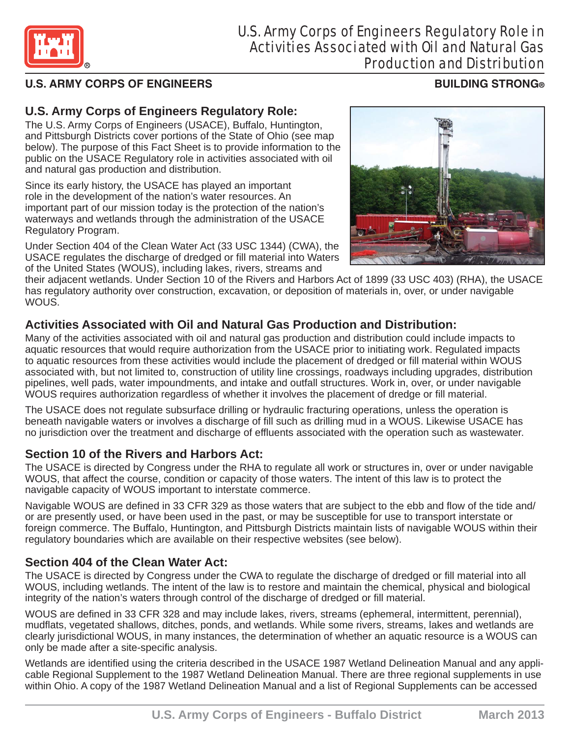# U.S. Army Corps of Engineers Regulatory Role in Activities Associated with Oil and Natural Gas Production and Distribution

**U.S. ARMY CORPS OF ENGINEERS** **BUILDING STRONG®**

## U.S. Army Corps of Engineers Regulatory Role:

The U.S. Army Corps of Engineers (USACE), Buffalo, Huntington, and Pittsburgh Districts cover portions of the State of Ohio (see map below). The purpose of this Fact Sheet is to provide information to the public on the USACE Regulatory role in activities associated with oil and natural gas production and distribution.

Since its early history, the USACE has played an important role in the development of the nation's water resources. An important part of our mission today is the protection of the nation's waterways and wetlands through the administration of the USACE Regulatory Program.

Under Section 404 of the Clean Water Act (33 USC 1344) (CWA), the USACE regulates the discharge of dredged or fill material into Waters of the United States (WOUS), including lakes, rivers, streams and their adjacent wetlands. Under Section 10 of the Rivers and Harbors Act of 1899 (33 USC 403) (RHA), the USACE has regulatory authority over construction, excavation, or deposition of materials in, over, or under navigable WOUS.

## Activities Associated with Oil and Natural Gas Production and Distribution:

Many of the activities associated with oil and natural gas production and distribution could include impacts to aquatic resources that would require authorization from the USACE prior to initiating work. Regulated impacts to aquatic resources from these activities would include the placement of dredged or fill material within WOUS associated with, but not limited to, construction of utility line crossings, roadways including upgrades, distribution pipelines, well pads, water impoundments, and intake and outfall structures. Work in, over, or under navigable WOUS requires authorization regardless of whether it involves the placement of dredge or fill material.

The USACE does not regulate subsurface drilling or hydraulic fracturing operations, unless the operation is beneath navigable waters or involves a discharge of fill such as drilling mud in a WOUS. Likewise USACE has no jurisdiction over the treatment and discharge of effluents associated with the operation such as wastewater.

## Section 10 of the Rivers and Harbors Act:

The USACE is directed by Congress under the RHA to regulate all work or structures in, over or under navigable WOUS, that affect the course, condition or capacity of those waters. The intent of this law is to protect the navigable capacity of WOUS important to interstate commerce.

Navigable WOUS are defined in 33 CFR 329 as those waters that are subject to the ebb and flow of the tide and/or are presently used, or have been used in the past, or may be susceptible for use to transport interstate or foreign commerce. The Buffalo, Huntington, and Pittsburgh Districts maintain lists of navigable WOUS within their regulatory boundaries which are available on their respective websites (see below).

## Section 404 of the Clean Water Act:

The USACE is directed by Congress under the CWA to regulate the discharge of dredged or fill material into all WOUS, including wetlands. The intent of the law is to restore and maintain the chemical, physical and biological integrity of the nation's waters through control of the discharge of dredged or fill material.

WOUS are defined in 33 CFR 328 and may include lakes, rivers, streams (ephemeral, intermittent, perennial), mudflats, vegetated shallows, ditches, ponds, and wetlands. While some rivers, streams, lakes and wetlands are clearly jurisdictional WOUS, in many instances, the determination of whether an aquatic resource is a WOUS can only be made after a site-specific analysis.

Wetlands are identified using the criteria described in the USACE 1987 Wetland Delineation Manual and any applicable Regional Supplement to the 1987 Wetland Delineation Manual. There are three regional supplements in use within Ohio. A copy of the 1987 Wetland Delineation Manual and a list of Regional Supplements can be accessed

U.S. Army Corps of Engineers - Buffalo District March 2013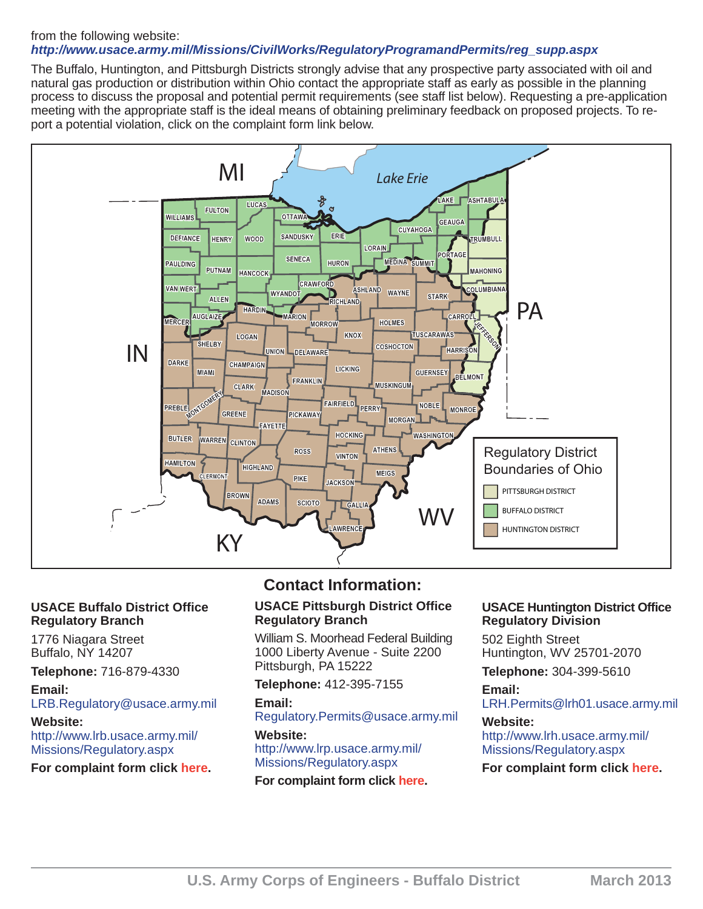from the following website:
***http://www.usace.army.mil/Missions/CivilWorks/RegulatoryProgramandPermits/reg_supp.aspx***

The Buffalo, Huntington, and Pittsburgh Districts strongly advise that any prospective party associated with oil and natural gas production or distribution within Ohio contact the appropriate staff as early as possible in the planning process to discuss the proposal and potential permit requirements (see staff list below). Requesting a pre-application meeting with the appropriate staff is the ideal means of obtaining preliminary feedback on proposed projects. To report a potential violation, click on the complaint form link below.

Regulatory District Boundaries of Ohio

PITTSBURGH DISTRICT

BUFFALO DISTRICT

HUNTINGTON DISTRICT

## Contact Information:

**USACE Buffalo District Office**
**Regulatory Branch**

1776 Niagara Street
Buffalo, NY 14207

**Telephone:** 716-879-4330

**Email:**
LRB.Regulatory@usace.army.mil

**Website:**
http://www.lrb.usace.army.mil/Missions/Regulatory.aspx

**For complaint form click here.**

**USACE Pittsburgh District Office**
**Regulatory Branch**

William S. Moorhead Federal Building
1000 Liberty Avenue - Suite 2200
Pittsburgh, PA 15222

**Telephone:** 412-395-7155

**Email:**
Regulatory.Permits@usace.army.mil

**Website:**
http://www.lrp.usace.army.mil/Missions/Regulatory.aspx

**For complaint form click here.**

**USACE Huntington District Office**
**Regulatory Division**

502 Eighth Street
Huntington, WV 25701-2070

**Telephone:** 304-399-5610

**Email:**
LRH.Permits@lrh01.usace.army.mil

**Website:**
http://www.lrh.usace.army.mil/Missions/Regulatory.aspx

**For complaint form click here.**